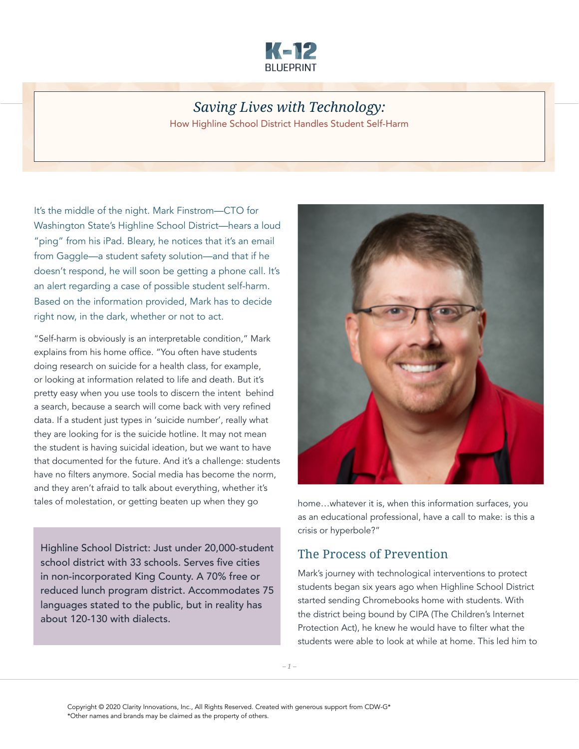# *Saving Lives with Technology:*

How Highline School District Handles Student Self-Harm

It's the middle of the night. Mark Finstrom—CTO for Washington State's Highline School District—hears a loud "ping" from his iPad. Bleary, he notices that it's an email from Gaggle—a student safety solution—and that if he doesn't respond, he will soon be getting a phone call. It's an alert regarding a case of possible student self-harm. Based on the information provided, Mark has to decide right now, in the dark, whether or not to act.

"Self-harm is obviously is an interpretable condition," Mark explains from his home office. "You often have students doing research on suicide for a health class, for example, or looking at information related to life and death. But it's pretty easy when you use tools to discern the intent behind a search, because a search will come back with very refined data. If a student just types in 'suicide number', really what they are looking for is the suicide hotline. It may not mean the student is having suicidal ideation, but we want to have that documented for the future. And it's a challenge: students have no filters anymore. Social media has become the norm, and they aren't afraid to talk about everything, whether it's tales of molestation, or getting beaten up when they go home…whatever it is, when this information surfaces, you as an educational professional, have a call to make: is this a crisis or hyperbole?"

> Highline School District: Just under 20,000-student school district with 33 schools. Serves five cities in non-incorporated King County. A 70% free or reduced lunch program district. Accommodates 75 languages stated to the public, but in reality has about 120-130 with dialects.

## The Process of Prevention

Mark's journey with technological interventions to protect students began six years ago when Highline School District started sending Chromebooks home with students. With the district being bound by CIPA (The Children's Internet Protection Act), he knew he would have to filter what the students were able to look at while at home. This led him to

Copyright © 2020 Clarity Innovations, Inc., All Rights Reserved. Created with generous support from CDW-G*
*Other names and brands may be claimed as the property of others.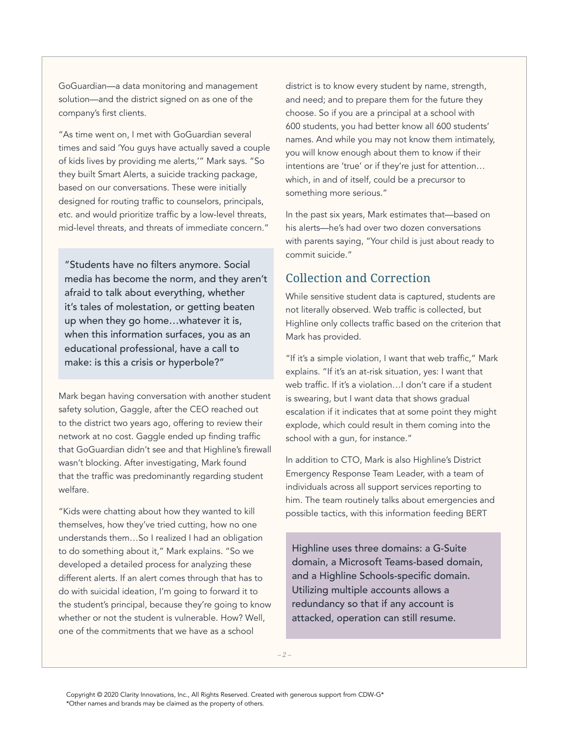GoGuardian—a data monitoring and management solution—and the district signed on as one of the company's first clients.

"As time went on, I met with GoGuardian several times and said 'You guys have actually saved a couple of kids lives by providing me alerts,'" Mark says. "So they built Smart Alerts, a suicide tracking package, based on our conversations. These were initially designed for routing traffic to counselors, principals, etc. and would prioritize traffic by a low-level threats, mid-level threats, and threats of immediate concern."

> "Students have no filters anymore. Social media has become the norm, and they aren't afraid to talk about everything, whether it's tales of molestation, or getting beaten up when they go home…whatever it is, when this information surfaces, you as an educational professional, have a call to make: is this a crisis or hyperbole?"

Mark began having conversation with another student safety solution, Gaggle, after the CEO reached out to the district two years ago, offering to review their network at no cost. Gaggle ended up finding traffic that GoGuardian didn't see and that Highline's firewall wasn't blocking. After investigating, Mark found that the traffic was predominantly regarding student welfare.

"Kids were chatting about how they wanted to kill themselves, how they've tried cutting, how no one understands them…So I realized I had an obligation to do something about it," Mark explains. "So we developed a detailed process for analyzing these different alerts. If an alert comes through that has to do with suicidal ideation, I'm going to forward it to the student's principal, because they're going to know whether or not the student is vulnerable. How? Well, one of the commitments that we have as a school district is to know every student by name, strength, and need; and to prepare them for the future they choose. So if you are a principal at a school with 600 students, you had better know all 600 students' names. And while you may not know them intimately, you will know enough about them to know if their intentions are 'true' or if they're just for attention… which, in and of itself, could be a precursor to something more serious."

In the past six years, Mark estimates that—based on his alerts—he's had over two dozen conversations with parents saying, "Your child is just about ready to commit suicide."

## Collection and Correction

While sensitive student data is captured, students are not literally observed. Web traffic is collected, but Highline only collects traffic based on the criterion that Mark has provided.

"If it's a simple violation, I want that web traffic," Mark explains. "If it's an at-risk situation, yes: I want that web traffic. If it's a violation…I don't care if a student is swearing, but I want data that shows gradual escalation if it indicates that at some point they might explode, which could result in them coming into the school with a gun, for instance."

In addition to CTO, Mark is also Highline's District Emergency Response Team Leader, with a team of individuals across all support services reporting to him. The team routinely talks about emergencies and possible tactics, with this information feeding BERT

> Highline uses three domains: a G-Suite domain, a Microsoft Teams-based domain, and a Highline Schools-specific domain. Utilizing multiple accounts allows a redundancy so that if any account is attacked, operation can still resume.

Copyright © 2020 Clarity Innovations, Inc., All Rights Reserved. Created with generous support from CDW-G*
*Other names and brands may be claimed as the property of others.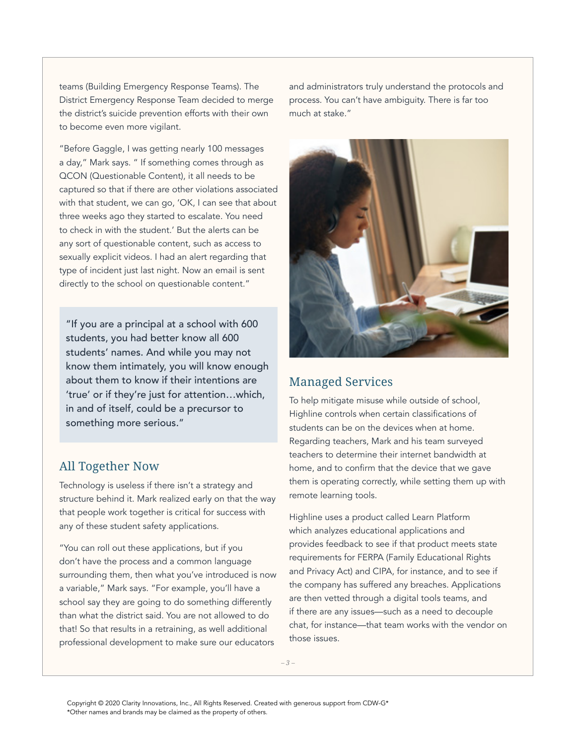teams (Building Emergency Response Teams). The District Emergency Response Team decided to merge the district's suicide prevention efforts with their own to become even more vigilant.

"Before Gaggle, I was getting nearly 100 messages a day," Mark says. " If something comes through as QCON (Questionable Content), it all needs to be captured so that if there are other violations associated with that student, we can go, 'OK, I can see that about three weeks ago they started to escalate. You need to check in with the student.' But the alerts can be any sort of questionable content, such as access to sexually explicit videos. I had an alert regarding that type of incident just last night. Now an email is sent directly to the school on questionable content."

> "If you are a principal at a school with 600 students, you had better know all 600 students' names. And while you may not know them intimately, you will know enough about them to know if their intentions are 'true' or if they're just for attention…which, in and of itself, could be a precursor to something more serious."

## All Together Now

Technology is useless if there isn't a strategy and structure behind it. Mark realized early on that the way that people work together is critical for success with any of these student safety applications.

"You can roll out these applications, but if you don't have the process and a common language surrounding them, then what you've introduced is now a variable," Mark says. "For example, you'll have a school say they are going to do something differently than what the district said. You are not allowed to do that! So that results in a retraining, as well additional professional development to make sure our educators and administrators truly understand the protocols and process. You can't have ambiguity. There is far too much at stake."

## Managed Services

To help mitigate misuse while outside of school, Highline controls when certain classifications of students can be on the devices when at home. Regarding teachers, Mark and his team surveyed teachers to determine their internet bandwidth at home, and to confirm that the device that we gave them is operating correctly, while setting them up with remote learning tools.

Highline uses a product called Learn Platform which analyzes educational applications and provides feedback to see if that product meets state requirements for FERPA (Family Educational Rights and Privacy Act) and CIPA, for instance, and to see if the company has suffered any breaches. Applications are then vetted through a digital tools teams, and if there are any issues—such as a need to decouple chat, for instance—that team works with the vendor on those issues.

Copyright © 2020 Clarity Innovations, Inc., All Rights Reserved. Created with generous support from CDW-G*
*Other names and brands may be claimed as the property of others.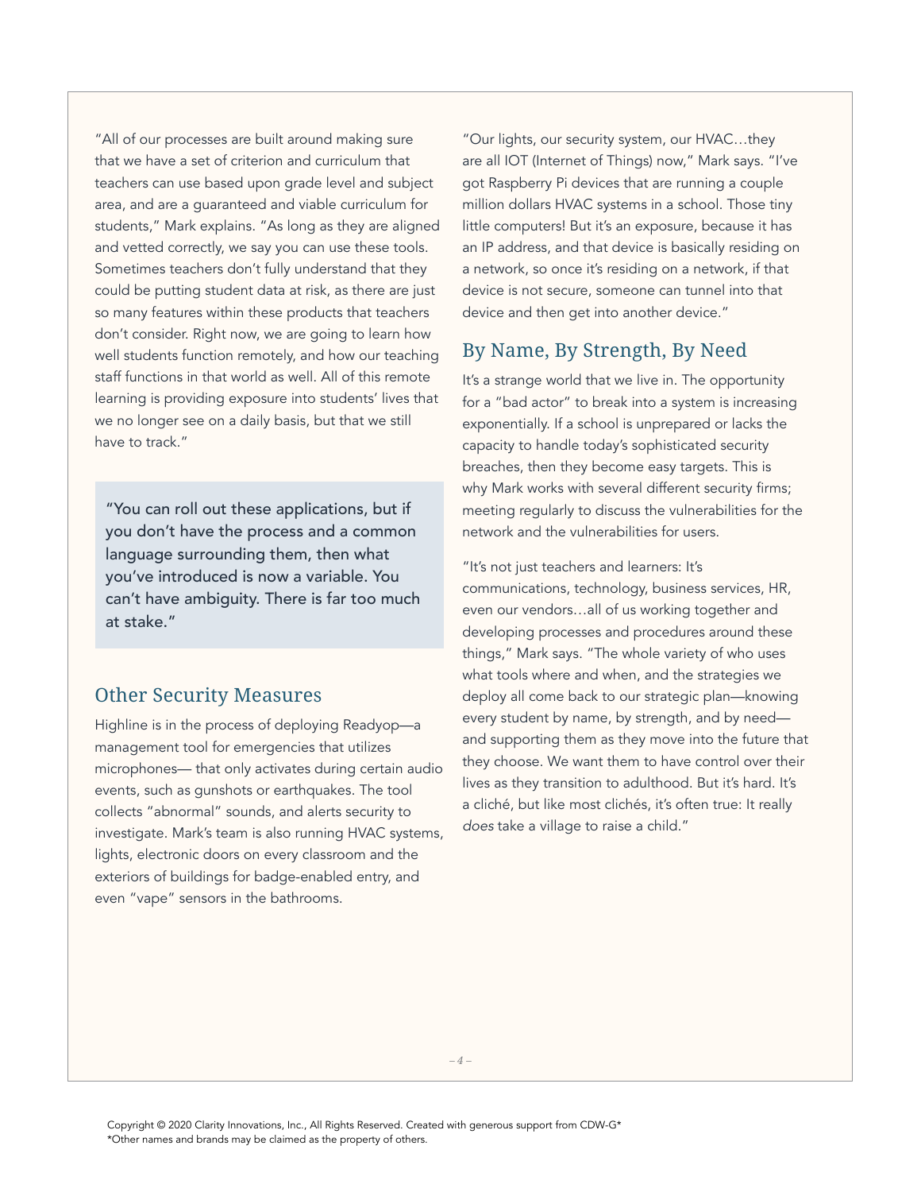"All of our processes are built around making sure that we have a set of criterion and curriculum that teachers can use based upon grade level and subject area, and are a guaranteed and viable curriculum for students," Mark explains. "As long as they are aligned and vetted correctly, we say you can use these tools. Sometimes teachers don't fully understand that they could be putting student data at risk, as there are just so many features within these products that teachers don't consider. Right now, we are going to learn how well students function remotely, and how our teaching staff functions in that world as well. All of this remote learning is providing exposure into students' lives that we no longer see on a daily basis, but that we still have to track."

> "You can roll out these applications, but if you don't have the process and a common language surrounding them, then what you've introduced is now a variable. You can't have ambiguity. There is far too much at stake."

## Other Security Measures

Highline is in the process of deploying Readyop—a management tool for emergencies that utilizes microphones— that only activates during certain audio events, such as gunshots or earthquakes. The tool collects "abnormal" sounds, and alerts security to investigate. Mark's team is also running HVAC systems, lights, electronic doors on every classroom and the exteriors of buildings for badge-enabled entry, and even "vape" sensors in the bathrooms.

"Our lights, our security system, our HVAC…they are all IOT (Internet of Things) now," Mark says. "I've got Raspberry Pi devices that are running a couple million dollars HVAC systems in a school. Those tiny little computers! But it's an exposure, because it has an IP address, and that device is basically residing on a network, so once it's residing on a network, if that device is not secure, someone can tunnel into that device and then get into another device."

## By Name, By Strength, By Need

It's a strange world that we live in. The opportunity for a "bad actor" to break into a system is increasing exponentially. If a school is unprepared or lacks the capacity to handle today's sophisticated security breaches, then they become easy targets. This is why Mark works with several different security firms; meeting regularly to discuss the vulnerabilities for the network and the vulnerabilities for users.

"It's not just teachers and learners: It's communications, technology, business services, HR, even our vendors…all of us working together and developing processes and procedures around these things," Mark says. "The whole variety of who uses what tools where and when, and the strategies we deploy all come back to our strategic plan—knowing every student by name, by strength, and by need—and supporting them as they move into the future that they choose. We want them to have control over their lives as they transition to adulthood. But it's hard. It's a cliché, but like most clichés, it's often true: It really *does* take a village to raise a child."

Copyright © 2020 Clarity Innovations, Inc., All Rights Reserved. Created with generous support from CDW-G*
*Other names and brands may be claimed as the property of others.